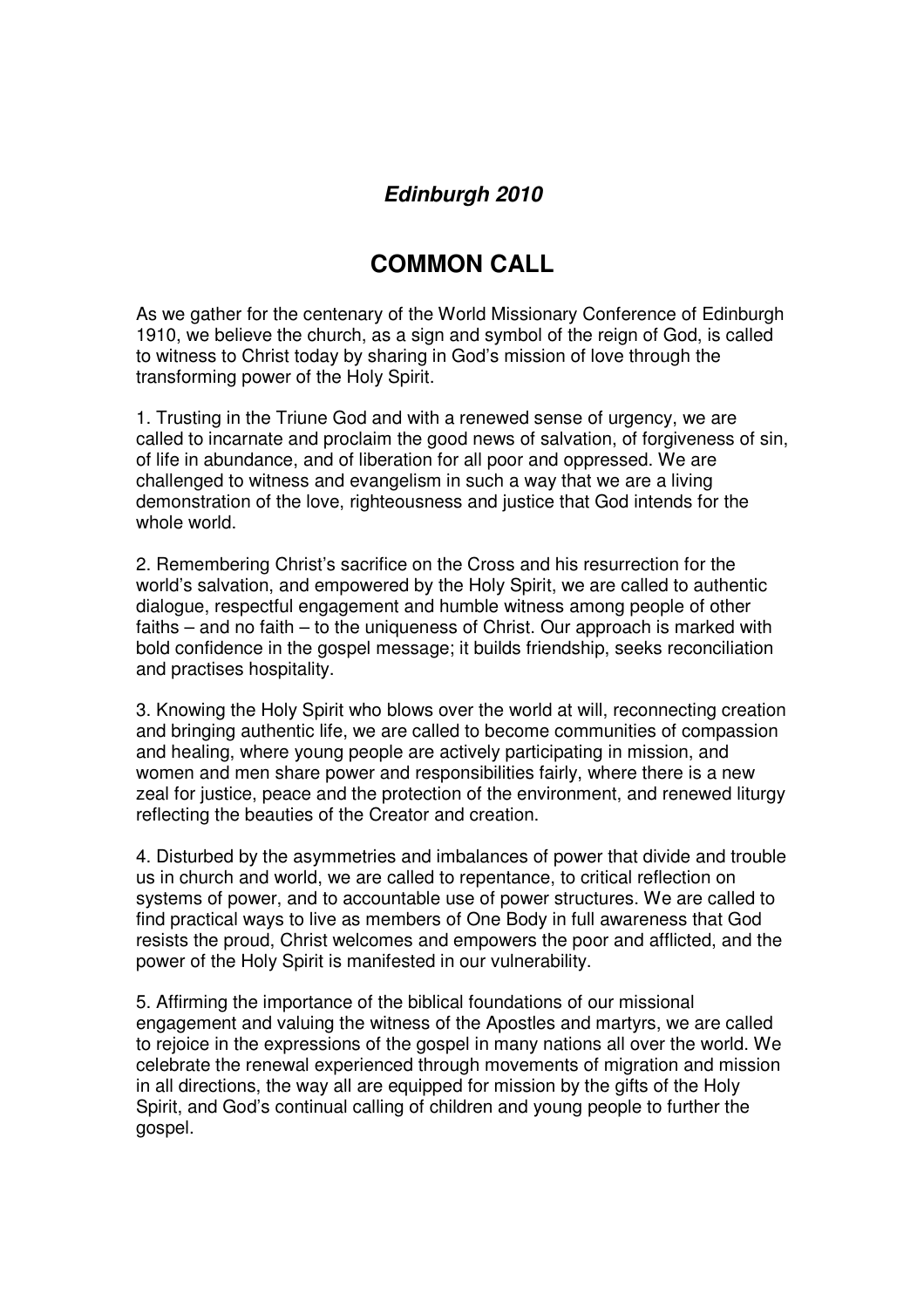***Edinburgh 2010***

# COMMON CALL

As we gather for the centenary of the World Missionary Conference of Edinburgh 1910, we believe the church, as a sign and symbol of the reign of God, is called to witness to Christ today by sharing in God's mission of love through the transforming power of the Holy Spirit.

1. Trusting in the Triune God and with a renewed sense of urgency, we are called to incarnate and proclaim the good news of salvation, of forgiveness of sin, of life in abundance, and of liberation for all poor and oppressed. We are challenged to witness and evangelism in such a way that we are a living demonstration of the love, righteousness and justice that God intends for the whole world.

2. Remembering Christ's sacrifice on the Cross and his resurrection for the world's salvation, and empowered by the Holy Spirit, we are called to authentic dialogue, respectful engagement and humble witness among people of other faiths – and no faith – to the uniqueness of Christ. Our approach is marked with bold confidence in the gospel message; it builds friendship, seeks reconciliation and practises hospitality.

3. Knowing the Holy Spirit who blows over the world at will, reconnecting creation and bringing authentic life, we are called to become communities of compassion and healing, where young people are actively participating in mission, and women and men share power and responsibilities fairly, where there is a new zeal for justice, peace and the protection of the environment, and renewed liturgy reflecting the beauties of the Creator and creation.

4. Disturbed by the asymmetries and imbalances of power that divide and trouble us in church and world, we are called to repentance, to critical reflection on systems of power, and to accountable use of power structures. We are called to find practical ways to live as members of One Body in full awareness that God resists the proud, Christ welcomes and empowers the poor and afflicted, and the power of the Holy Spirit is manifested in our vulnerability.

5. Affirming the importance of the biblical foundations of our missional engagement and valuing the witness of the Apostles and martyrs, we are called to rejoice in the expressions of the gospel in many nations all over the world. We celebrate the renewal experienced through movements of migration and mission in all directions, the way all are equipped for mission by the gifts of the Holy Spirit, and God's continual calling of children and young people to further the gospel.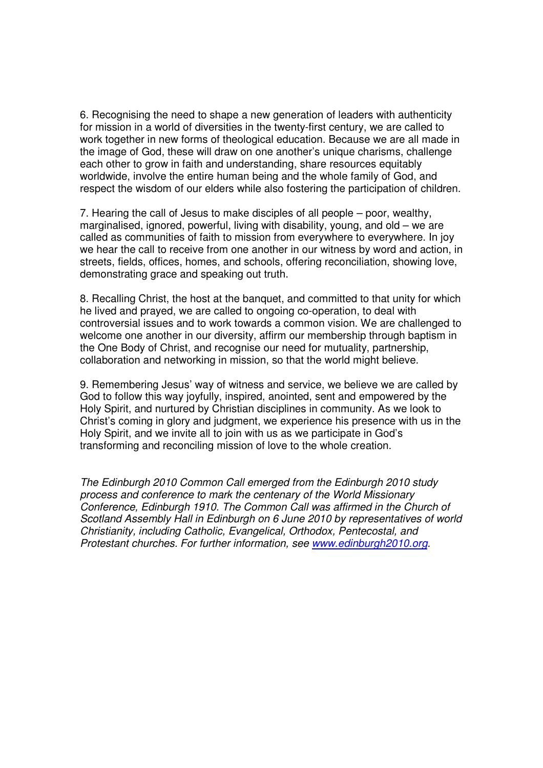6. Recognising the need to shape a new generation of leaders with authenticity for mission in a world of diversities in the twenty-first century, we are called to work together in new forms of theological education. Because we are all made in the image of God, these will draw on one another's unique charisms, challenge each other to grow in faith and understanding, share resources equitably worldwide, involve the entire human being and the whole family of God, and respect the wisdom of our elders while also fostering the participation of children.

7. Hearing the call of Jesus to make disciples of all people – poor, wealthy, marginalised, ignored, powerful, living with disability, young, and old – we are called as communities of faith to mission from everywhere to everywhere. In joy we hear the call to receive from one another in our witness by word and action, in streets, fields, offices, homes, and schools, offering reconciliation, showing love, demonstrating grace and speaking out truth.

8. Recalling Christ, the host at the banquet, and committed to that unity for which he lived and prayed, we are called to ongoing co-operation, to deal with controversial issues and to work towards a common vision. We are challenged to welcome one another in our diversity, affirm our membership through baptism in the One Body of Christ, and recognise our need for mutuality, partnership, collaboration and networking in mission, so that the world might believe.

9. Remembering Jesus' way of witness and service, we believe we are called by God to follow this way joyfully, inspired, anointed, sent and empowered by the Holy Spirit, and nurtured by Christian disciplines in community. As we look to Christ's coming in glory and judgment, we experience his presence with us in the Holy Spirit, and we invite all to join with us as we participate in God's transforming and reconciling mission of love to the whole creation.

*The Edinburgh 2010 Common Call emerged from the Edinburgh 2010 study process and conference to mark the centenary of the World Missionary Conference, Edinburgh 1910. The Common Call was affirmed in the Church of Scotland Assembly Hall in Edinburgh on 6 June 2010 by representatives of world Christianity, including Catholic, Evangelical, Orthodox, Pentecostal, and Protestant churches. For further information, see [www.edinburgh2010.org](http://www.edinburgh2010.org).*